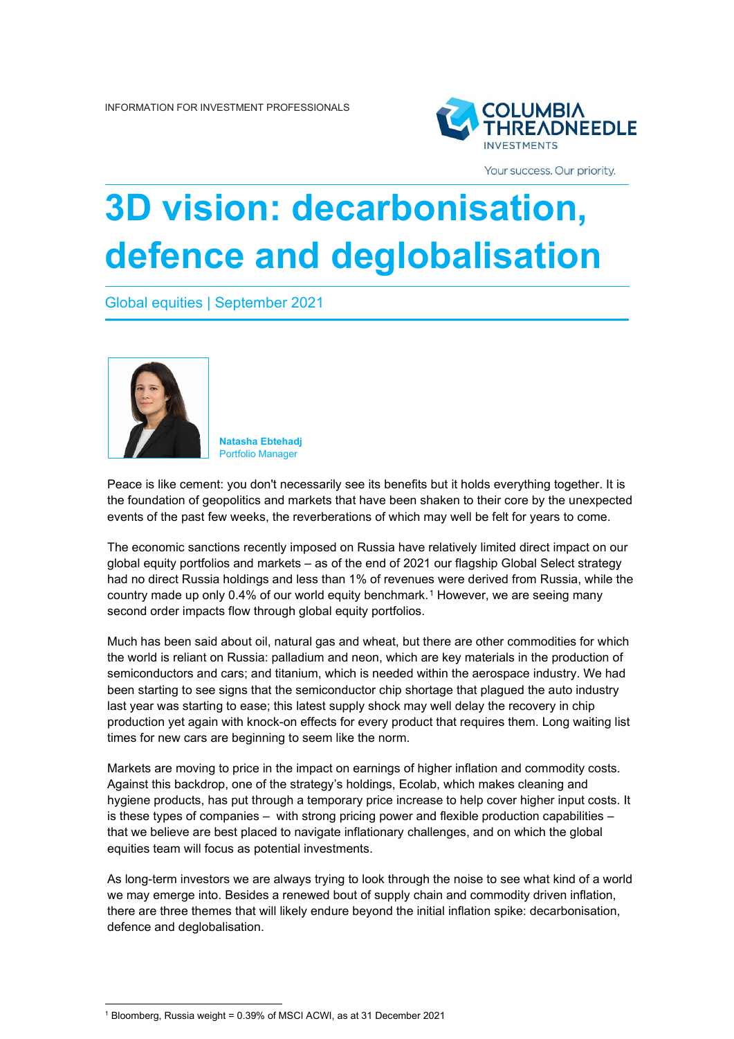INFORMATION FOR INVESTMENT PROFESSIONALS

# 3D vision: decarbonisation, defence and deglobalisation

Global equities | September 2021

**Natasha Ebtehadj**
Portfolio Manager

Peace is like cement: you don't necessarily see its benefits but it holds everything together. It is the foundation of geopolitics and markets that have been shaken to their core by the unexpected events of the past few weeks, the reverberations of which may well be felt for years to come.

The economic sanctions recently imposed on Russia have relatively limited direct impact on our global equity portfolios and markets – as of the end of 2021 our flagship Global Select strategy had no direct Russia holdings and less than 1% of revenues were derived from Russia, while the country made up only 0.4% of our world equity benchmark.[1] However, we are seeing many second order impacts flow through global equity portfolios.

Much has been said about oil, natural gas and wheat, but there are other commodities for which the world is reliant on Russia: palladium and neon, which are key materials in the production of semiconductors and cars; and titanium, which is needed within the aerospace industry. We had been starting to see signs that the semiconductor chip shortage that plagued the auto industry last year was starting to ease; this latest supply shock may well delay the recovery in chip production yet again with knock-on effects for every product that requires them. Long waiting list times for new cars are beginning to seem like the norm.

Markets are moving to price in the impact on earnings of higher inflation and commodity costs. Against this backdrop, one of the strategy's holdings, Ecolab, which makes cleaning and hygiene products, has put through a temporary price increase to help cover higher input costs. It is these types of companies – with strong pricing power and flexible production capabilities – that we believe are best placed to navigate inflationary challenges, and on which the global equities team will focus as potential investments.

As long-term investors we are always trying to look through the noise to see what kind of a world we may emerge into. Besides a renewed bout of supply chain and commodity driven inflation, there are three themes that will likely endure beyond the initial inflation spike: decarbonisation, defence and deglobalisation.

[1] Bloomberg, Russia weight = 0.39% of MSCI ACWI, as at 31 December 2021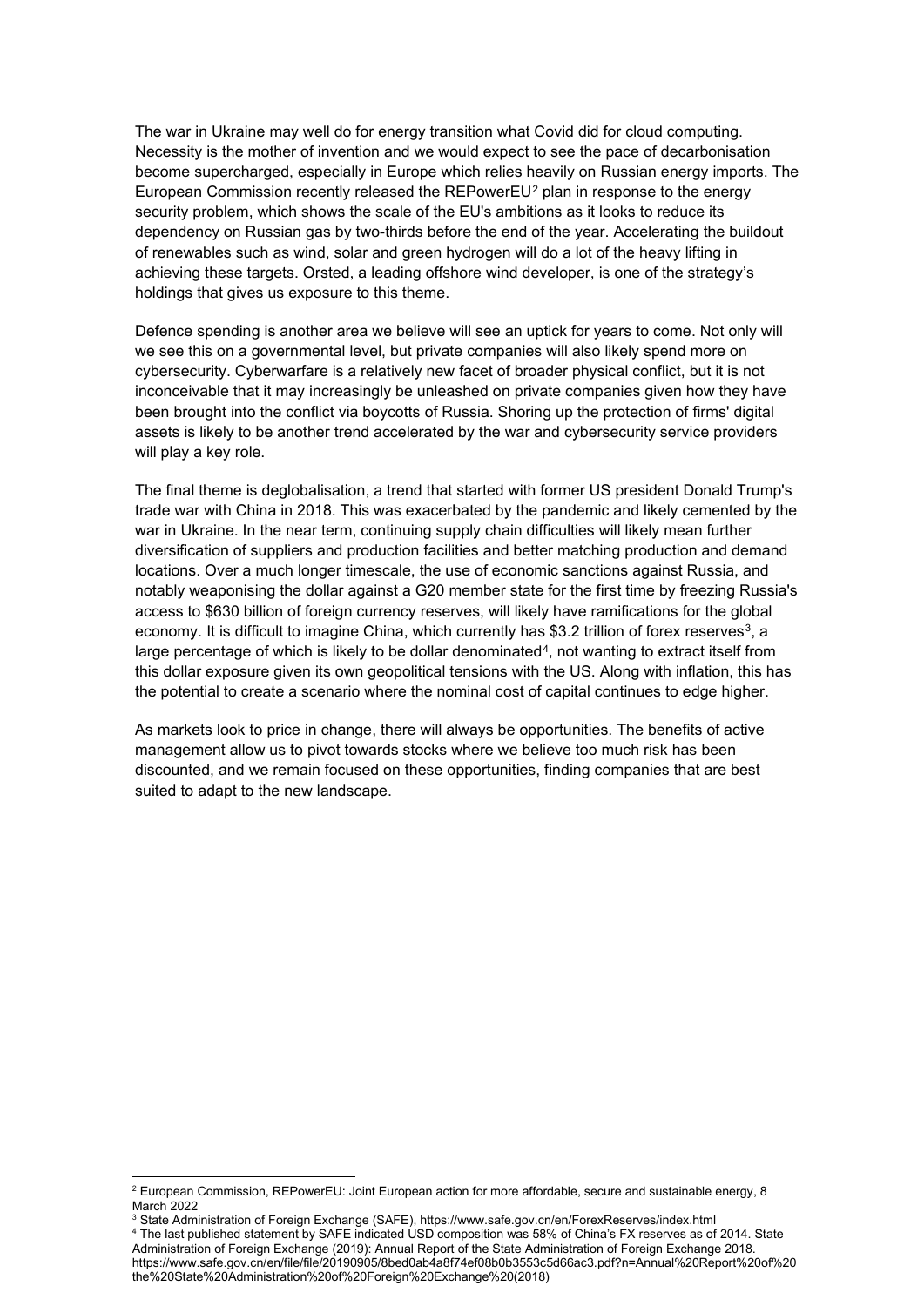The war in Ukraine may well do for energy transition what Covid did for cloud computing. Necessity is the mother of invention and we would expect to see the pace of decarbonisation become supercharged, especially in Europe which relies heavily on Russian energy imports. The European Commission recently released the REPowerEU[2] plan in response to the energy security problem, which shows the scale of the EU's ambitions as it looks to reduce its dependency on Russian gas by two-thirds before the end of the year. Accelerating the buildout of renewables such as wind, solar and green hydrogen will do a lot of the heavy lifting in achieving these targets. Orsted, a leading offshore wind developer, is one of the strategy's holdings that gives us exposure to this theme.

Defence spending is another area we believe will see an uptick for years to come. Not only will we see this on a governmental level, but private companies will also likely spend more on cybersecurity. Cyberwarfare is a relatively new facet of broader physical conflict, but it is not inconceivable that it may increasingly be unleashed on private companies given how they have been brought into the conflict via boycotts of Russia. Shoring up the protection of firms' digital assets is likely to be another trend accelerated by the war and cybersecurity service providers will play a key role.

The final theme is deglobalisation, a trend that started with former US president Donald Trump's trade war with China in 2018. This was exacerbated by the pandemic and likely cemented by the war in Ukraine. In the near term, continuing supply chain difficulties will likely mean further diversification of suppliers and production facilities and better matching production and demand locations. Over a much longer timescale, the use of economic sanctions against Russia, and notably weaponising the dollar against a G20 member state for the first time by freezing Russia's access to $630 billion of foreign currency reserves, will likely have ramifications for the global economy. It is difficult to imagine China, which currently has $3.2 trillion of forex reserves[3], a large percentage of which is likely to be dollar denominated[4], not wanting to extract itself from this dollar exposure given its own geopolitical tensions with the US. Along with inflation, this has the potential to create a scenario where the nominal cost of capital continues to edge higher.

As markets look to price in change, there will always be opportunities. The benefits of active management allow us to pivot towards stocks where we believe too much risk has been discounted, and we remain focused on these opportunities, finding companies that are best suited to adapt to the new landscape.

---

[2] European Commission, REPowerEU: Joint European action for more affordable, secure and sustainable energy, 8 March 2022

[3] State Administration of Foreign Exchange (SAFE), https://www.safe.gov.cn/en/ForexReserves/index.html

[4] The last published statement by SAFE indicated USD composition was 58% of China's FX reserves as of 2014. State Administration of Foreign Exchange (2019): Annual Report of the State Administration of Foreign Exchange 2018. https://www.safe.gov.cn/en/file/file/20190905/8bed0ab4a8f74ef08b0b3553c5d66ac3.pdf?n=Annual%20Report%20of%20the%20State%20Administration%20of%20Foreign%20Exchange%20(2018)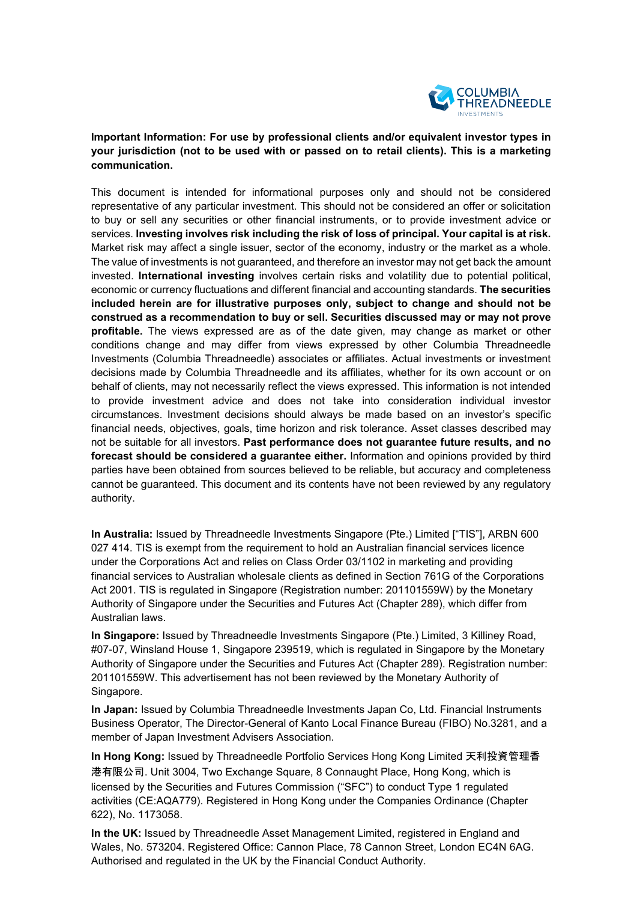**Important Information: For use by professional clients and/or equivalent investor types in your jurisdiction (not to be used with or passed on to retail clients). This is a marketing communication.**

This document is intended for informational purposes only and should not be considered representative of any particular investment. This should not be considered an offer or solicitation to buy or sell any securities or other financial instruments, or to provide investment advice or services. **Investing involves risk including the risk of loss of principal. Your capital is at risk.** Market risk may affect a single issuer, sector of the economy, industry or the market as a whole. The value of investments is not guaranteed, and therefore an investor may not get back the amount invested. **International investing** involves certain risks and volatility due to potential political, economic or currency fluctuations and different financial and accounting standards. **The securities included herein are for illustrative purposes only, subject to change and should not be construed as a recommendation to buy or sell. Securities discussed may or may not prove profitable.** The views expressed are as of the date given, may change as market or other conditions change and may differ from views expressed by other Columbia Threadneedle Investments (Columbia Threadneedle) associates or affiliates. Actual investments or investment decisions made by Columbia Threadneedle and its affiliates, whether for its own account or on behalf of clients, may not necessarily reflect the views expressed. This information is not intended to provide investment advice and does not take into consideration individual investor circumstances. Investment decisions should always be made based on an investor's specific financial needs, objectives, goals, time horizon and risk tolerance. Asset classes described may not be suitable for all investors. **Past performance does not guarantee future results, and no forecast should be considered a guarantee either.** Information and opinions provided by third parties have been obtained from sources believed to be reliable, but accuracy and completeness cannot be guaranteed. This document and its contents have not been reviewed by any regulatory authority.

**In Australia:** Issued by Threadneedle Investments Singapore (Pte.) Limited ["TIS"], ARBN 600 027 414. TIS is exempt from the requirement to hold an Australian financial services licence under the Corporations Act and relies on Class Order 03/1102 in marketing and providing financial services to Australian wholesale clients as defined in Section 761G of the Corporations Act 2001. TIS is regulated in Singapore (Registration number: 201101559W) by the Monetary Authority of Singapore under the Securities and Futures Act (Chapter 289), which differ from Australian laws.

**In Singapore:** Issued by Threadneedle Investments Singapore (Pte.) Limited, 3 Killiney Road, #07-07, Winsland House 1, Singapore 239519, which is regulated in Singapore by the Monetary Authority of Singapore under the Securities and Futures Act (Chapter 289). Registration number: 201101559W. This advertisement has not been reviewed by the Monetary Authority of Singapore.

**In Japan:** Issued by Columbia Threadneedle Investments Japan Co, Ltd. Financial Instruments Business Operator, The Director-General of Kanto Local Finance Bureau (FIBO) No.3281, and a member of Japan Investment Advisers Association.

**In Hong Kong:** Issued by Threadneedle Portfolio Services Hong Kong Limited 天利投資管理香港有限公司. Unit 3004, Two Exchange Square, 8 Connaught Place, Hong Kong, which is licensed by the Securities and Futures Commission ("SFC") to conduct Type 1 regulated activities (CE:AQA779). Registered in Hong Kong under the Companies Ordinance (Chapter 622), No. 1173058.

**In the UK:** Issued by Threadneedle Asset Management Limited, registered in England and Wales, No. 573204. Registered Office: Cannon Place, 78 Cannon Street, London EC4N 6AG. Authorised and regulated in the UK by the Financial Conduct Authority.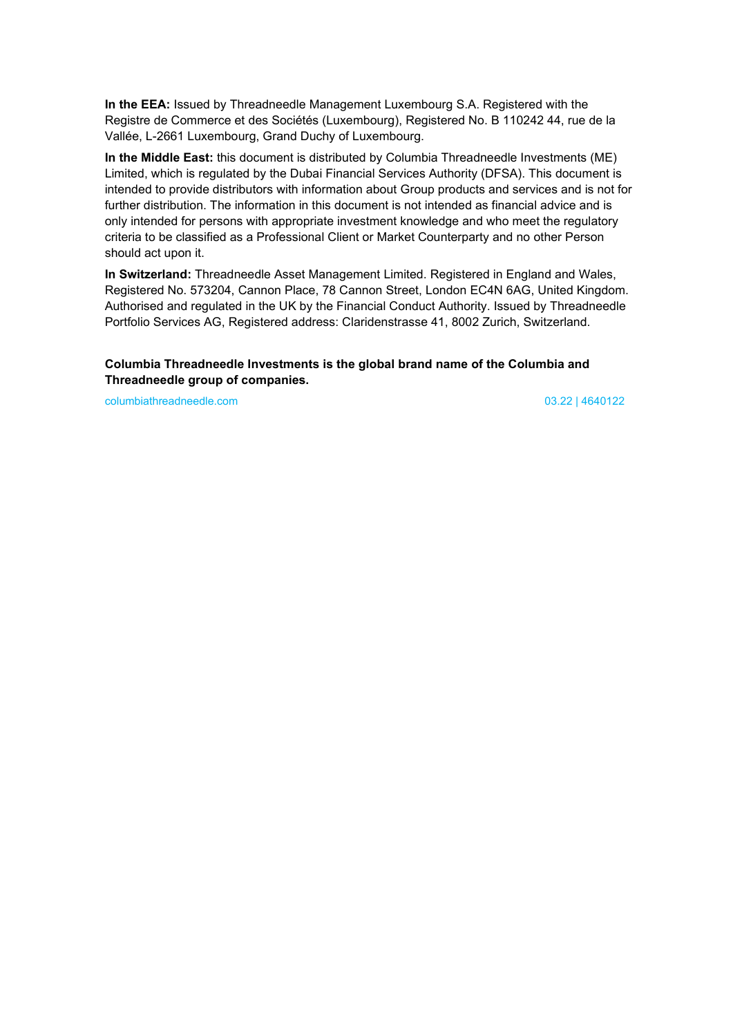**In the EEA:** Issued by Threadneedle Management Luxembourg S.A. Registered with the Registre de Commerce et des Sociétés (Luxembourg), Registered No. B 110242 44, rue de la Vallée, L-2661 Luxembourg, Grand Duchy of Luxembourg.

**In the Middle East:** this document is distributed by Columbia Threadneedle Investments (ME) Limited, which is regulated by the Dubai Financial Services Authority (DFSA). This document is intended to provide distributors with information about Group products and services and is not for further distribution. The information in this document is not intended as financial advice and is only intended for persons with appropriate investment knowledge and who meet the regulatory criteria to be classified as a Professional Client or Market Counterparty and no other Person should act upon it.

**In Switzerland:** Threadneedle Asset Management Limited. Registered in England and Wales, Registered No. 573204, Cannon Place, 78 Cannon Street, London EC4N 6AG, United Kingdom. Authorised and regulated in the UK by the Financial Conduct Authority. Issued by Threadneedle Portfolio Services AG, Registered address: Claridenstrasse 41, 8002 Zurich, Switzerland.

**Columbia Threadneedle Investments is the global brand name of the Columbia and Threadneedle group of companies.**

columbiathreadneedle.com 03.22 | 4640122